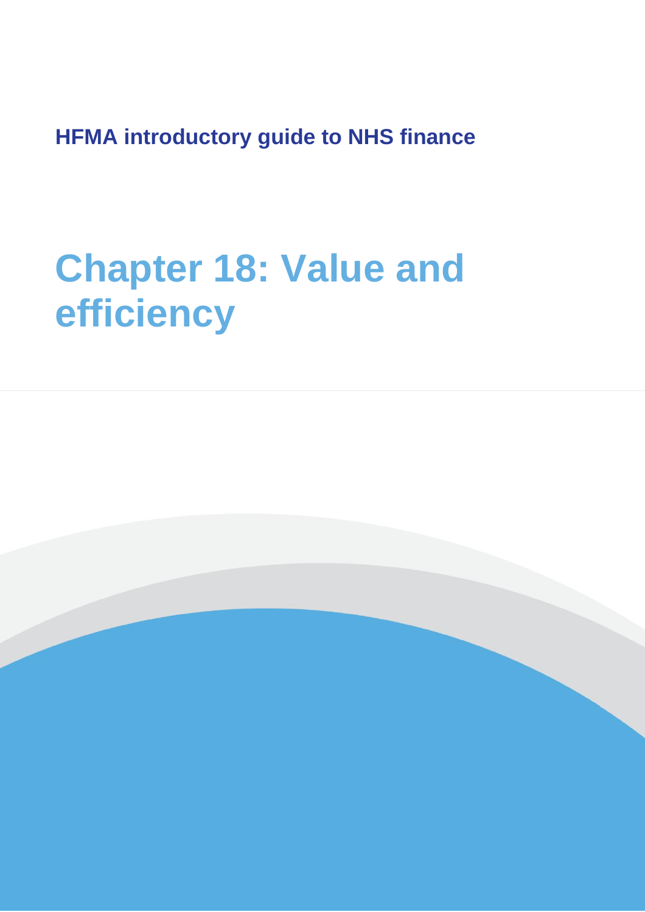**HFMA introductory guide to NHS finance**

# Chapter 18: Value and efficiency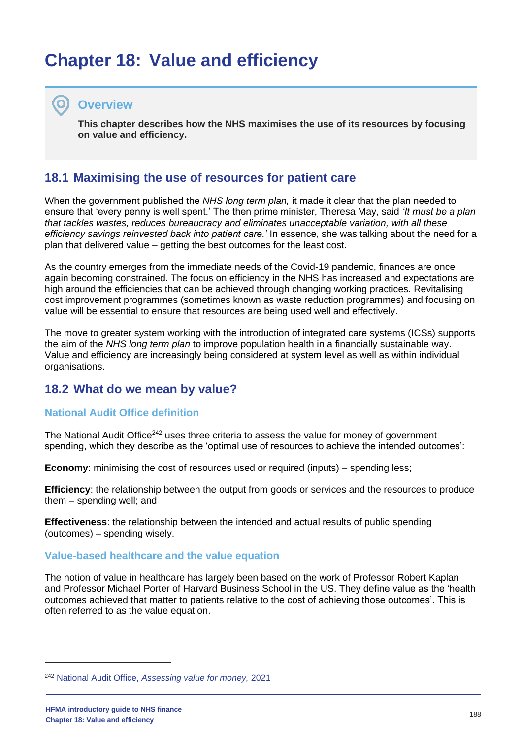# Chapter 18: Value and efficiency

## Overview

**This chapter describes how the NHS maximises the use of its resources by focusing on value and efficiency.**

## 18.1 Maximising the use of resources for patient care

When the government published the *NHS long term plan,* it made it clear that the plan needed to ensure that 'every penny is well spent.' The then prime minister, Theresa May, said *'It must be a plan that tackles wastes, reduces bureaucracy and eliminates unacceptable variation, with all these efficiency savings reinvested back into patient care.'* In essence, she was talking about the need for a plan that delivered value – getting the best outcomes for the least cost.

As the country emerges from the immediate needs of the Covid-19 pandemic, finances are once again becoming constrained. The focus on efficiency in the NHS has increased and expectations are high around the efficiencies that can be achieved through changing working practices. Revitalising cost improvement programmes (sometimes known as waste reduction programmes) and focusing on value will be essential to ensure that resources are being used well and effectively.

The move to greater system working with the introduction of integrated care systems (ICSs) supports the aim of the *NHS long term plan* to improve population health in a financially sustainable way. Value and efficiency are increasingly being considered at system level as well as within individual organisations.

## 18.2 What do we mean by value?

### National Audit Office definition

The National Audit Office[242] uses three criteria to assess the value for money of government spending, which they describe as the 'optimal use of resources to achieve the intended outcomes':

**Economy**: minimising the cost of resources used or required (inputs) – spending less;

**Efficiency**: the relationship between the output from goods or services and the resources to produce them – spending well; and

**Effectiveness**: the relationship between the intended and actual results of public spending (outcomes) – spending wisely.

### Value-based healthcare and the value equation

The notion of value in healthcare has largely been based on the work of Professor Robert Kaplan and Professor Michael Porter of Harvard Business School in the US. They define value as the 'health outcomes achieved that matter to patients relative to the cost of achieving those outcomes'. This is often referred to as the value equation.

---

[242] National Audit Office, *Assessing value for money,* 2021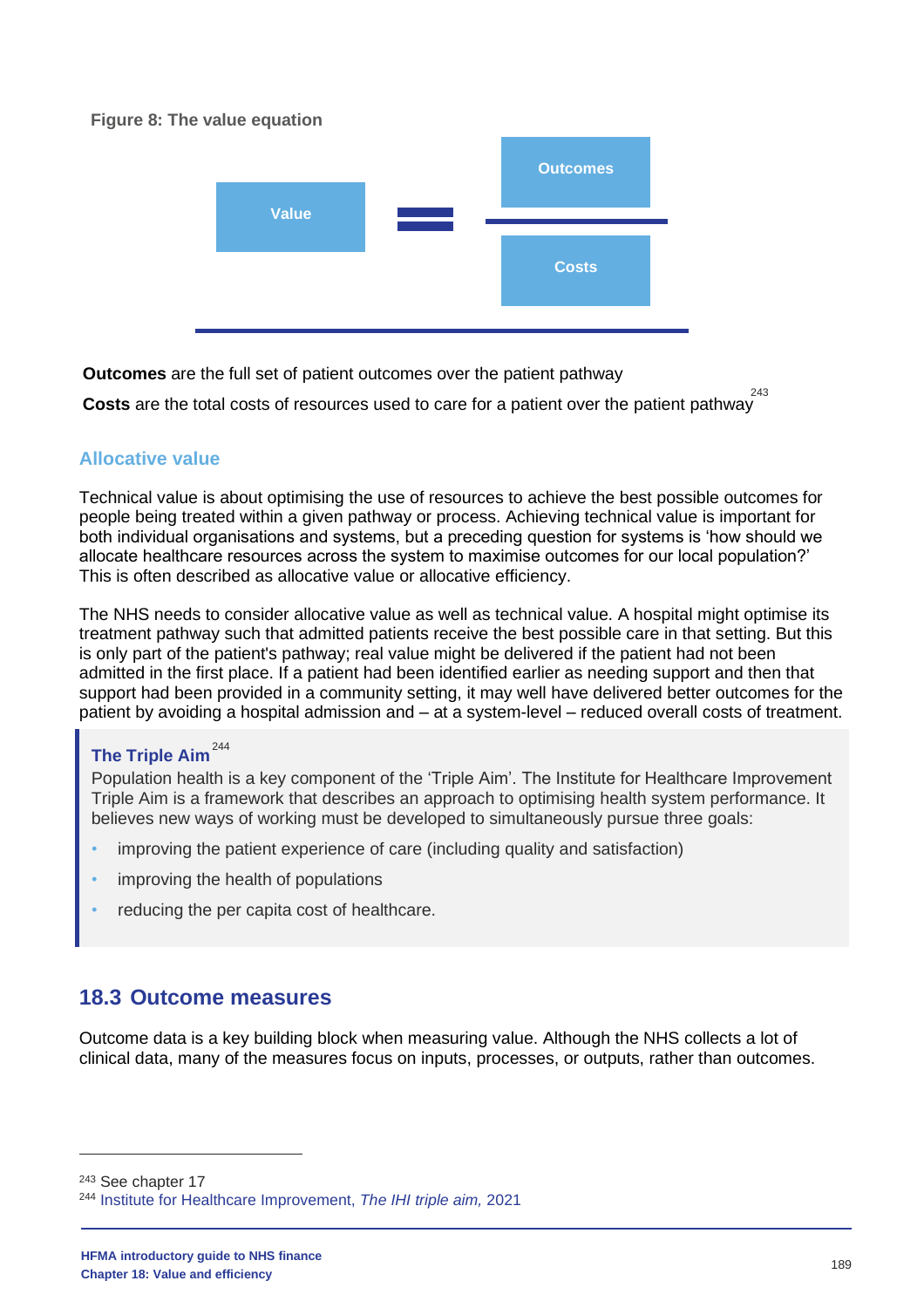**Figure 8: The value equation**

$$\text{Value} = \frac{\text{Outcomes}}{\text{Costs}}$$

**Outcomes** are the full set of patient outcomes over the patient pathway

**Costs** are the total costs of resources used to care for a patient over the patient pathway[243]

### Allocative value

Technical value is about optimising the use of resources to achieve the best possible outcomes for people being treated within a given pathway or process. Achieving technical value is important for both individual organisations and systems, but a preceding question for systems is 'how should we allocate healthcare resources across the system to maximise outcomes for our local population?' This is often described as allocative value or allocative efficiency.

The NHS needs to consider allocative value as well as technical value. A hospital might optimise its treatment pathway such that admitted patients receive the best possible care in that setting. But this is only part of the patient's pathway; real value might be delivered if the patient had not been admitted in the first place. If a patient had been identified earlier as needing support and then that support had been provided in a community setting, it may well have delivered better outcomes for the patient by avoiding a hospital admission and – at a system-level – reduced overall costs of treatment.

> **The Triple Aim**[244]
>
> Population health is a key component of the 'Triple Aim'. The Institute for Healthcare Improvement Triple Aim is a framework that describes an approach to optimising health system performance. It believes new ways of working must be developed to simultaneously pursue three goals:
>
> - improving the patient experience of care (including quality and satisfaction)
> - improving the health of populations
> - reducing the per capita cost of healthcare.

## 18.3 Outcome measures

Outcome data is a key building block when measuring value. Although the NHS collects a lot of clinical data, many of the measures focus on inputs, processes, or outputs, rather than outcomes.

---

[243] See chapter 17

[244] Institute for Healthcare Improvement, *The IHI triple aim,* 2021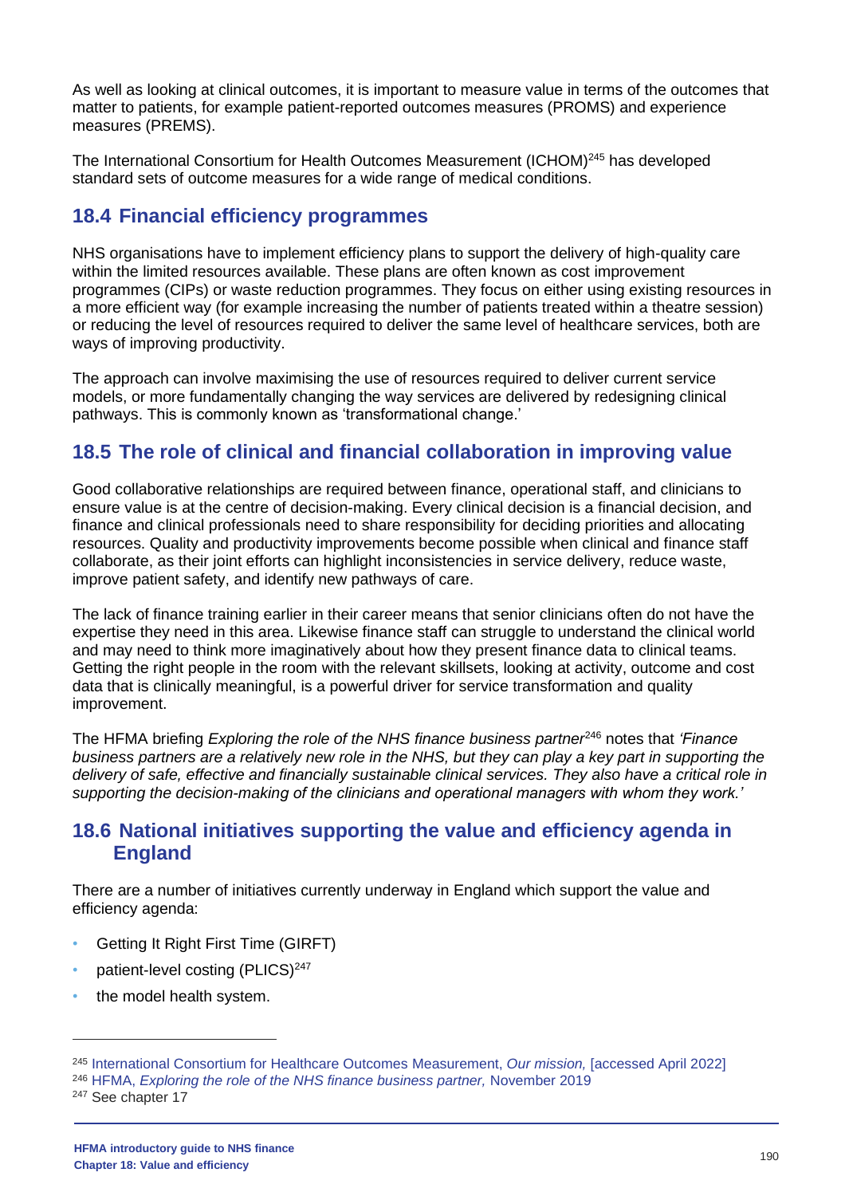As well as looking at clinical outcomes, it is important to measure value in terms of the outcomes that matter to patients, for example patient-reported outcomes measures (PROMS) and experience measures (PREMS).

The International Consortium for Health Outcomes Measurement (ICHOM)[245] has developed standard sets of outcome measures for a wide range of medical conditions.

## 18.4 Financial efficiency programmes

NHS organisations have to implement efficiency plans to support the delivery of high-quality care within the limited resources available. These plans are often known as cost improvement programmes (CIPs) or waste reduction programmes. They focus on either using existing resources in a more efficient way (for example increasing the number of patients treated within a theatre session) or reducing the level of resources required to deliver the same level of healthcare services, both are ways of improving productivity.

The approach can involve maximising the use of resources required to deliver current service models, or more fundamentally changing the way services are delivered by redesigning clinical pathways. This is commonly known as 'transformational change.'

## 18.5 The role of clinical and financial collaboration in improving value

Good collaborative relationships are required between finance, operational staff, and clinicians to ensure value is at the centre of decision-making. Every clinical decision is a financial decision, and finance and clinical professionals need to share responsibility for deciding priorities and allocating resources. Quality and productivity improvements become possible when clinical and finance staff collaborate, as their joint efforts can highlight inconsistencies in service delivery, reduce waste, improve patient safety, and identify new pathways of care.

The lack of finance training earlier in their career means that senior clinicians often do not have the expertise they need in this area. Likewise finance staff can struggle to understand the clinical world and may need to think more imaginatively about how they present finance data to clinical teams. Getting the right people in the room with the relevant skillsets, looking at activity, outcome and cost data that is clinically meaningful, is a powerful driver for service transformation and quality improvement.

The HFMA briefing *Exploring the role of the NHS finance business partner*[246] notes that *'Finance business partners are a relatively new role in the NHS, but they can play a key part in supporting the delivery of safe, effective and financially sustainable clinical services. They also have a critical role in supporting the decision-making of the clinicians and operational managers with whom they work.'*

## 18.6 National initiatives supporting the value and efficiency agenda in England

There are a number of initiatives currently underway in England which support the value and efficiency agenda:

- Getting It Right First Time (GIRFT)
- patient-level costing (PLICS)[247]
- the model health system.

---

[245] International Consortium for Healthcare Outcomes Measurement, *Our mission,* [accessed April 2022]
[246] HFMA, *Exploring the role of the NHS finance business partner,* November 2019
[247] See chapter 17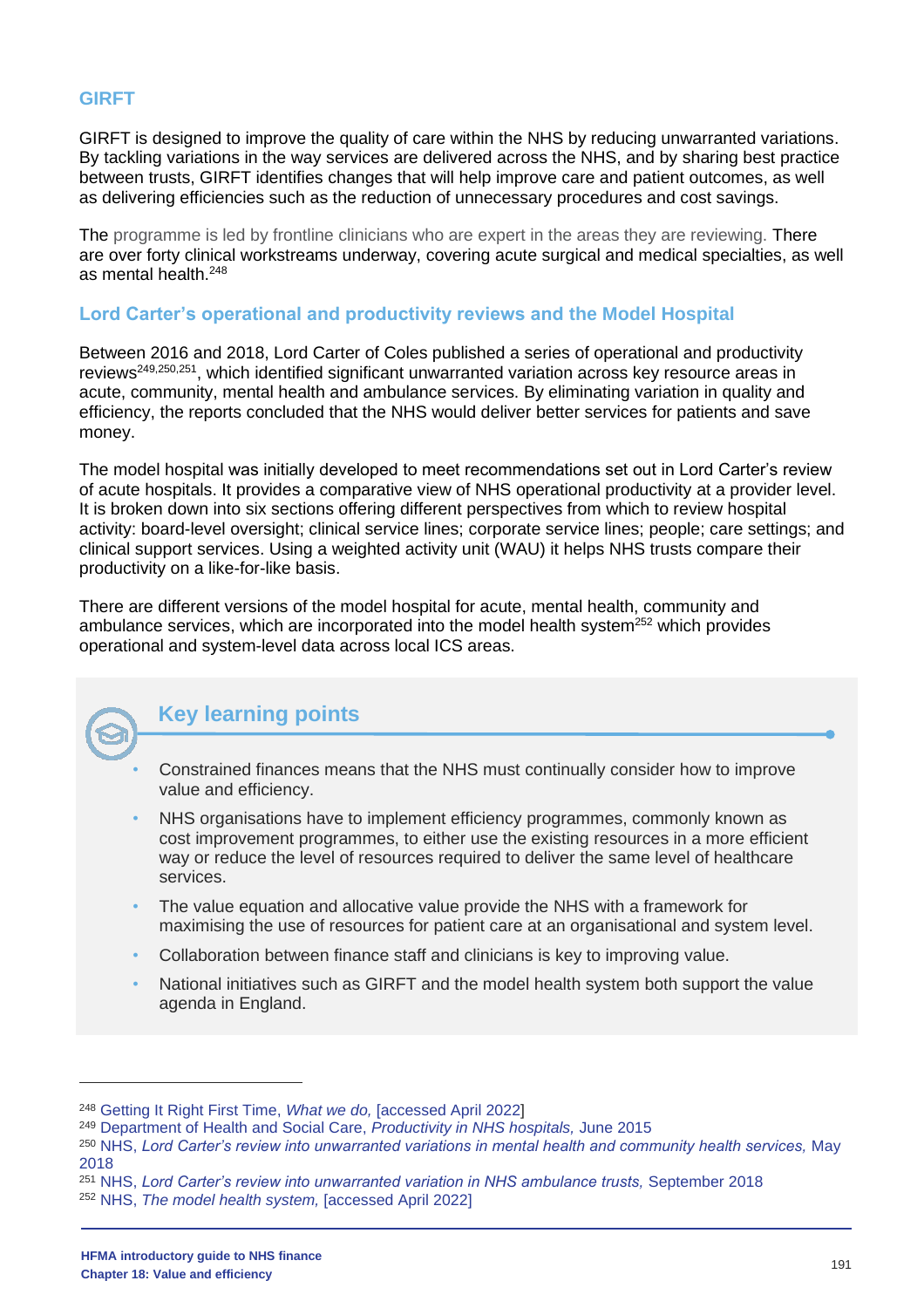## GIRFT

GIRFT is designed to improve the quality of care within the NHS by reducing unwarranted variations. By tackling variations in the way services are delivered across the NHS, and by sharing best practice between trusts, GIRFT identifies changes that will help improve care and patient outcomes, as well as delivering efficiencies such as the reduction of unnecessary procedures and cost savings.

The programme is led by frontline clinicians who are expert in the areas they are reviewing. There are over forty clinical workstreams underway, covering acute surgical and medical specialties, as well as mental health.[248]

## Lord Carter's operational and productivity reviews and the Model Hospital

Between 2016 and 2018, Lord Carter of Coles published a series of operational and productivity reviews[249,250,251], which identified significant unwarranted variation across key resource areas in acute, community, mental health and ambulance services. By eliminating variation in quality and efficiency, the reports concluded that the NHS would deliver better services for patients and save money.

The model hospital was initially developed to meet recommendations set out in Lord Carter's review of acute hospitals. It provides a comparative view of NHS operational productivity at a provider level. It is broken down into six sections offering different perspectives from which to review hospital activity: board-level oversight; clinical service lines; corporate service lines; people; care settings; and clinical support services. Using a weighted activity unit (WAU) it helps NHS trusts compare their productivity on a like-for-like basis.

There are different versions of the model hospital for acute, mental health, community and ambulance services, which are incorporated into the model health system[252] which provides operational and system-level data across local ICS areas.

### Key learning points

- Constrained finances means that the NHS must continually consider how to improve value and efficiency.
- NHS organisations have to implement efficiency programmes, commonly known as cost improvement programmes, to either use the existing resources in a more efficient way or reduce the level of resources required to deliver the same level of healthcare services.
- The value equation and allocative value provide the NHS with a framework for maximising the use of resources for patient care at an organisational and system level.
- Collaboration between finance staff and clinicians is key to improving value.
- National initiatives such as GIRFT and the model health system both support the value agenda in England.

---

[248] Getting It Right First Time, *What we do,* [accessed April 2022]
[249] Department of Health and Social Care, *Productivity in NHS hospitals,* June 2015
[250] NHS, *Lord Carter's review into unwarranted variations in mental health and community health services,* May 2018
[251] NHS, *Lord Carter's review into unwarranted variation in NHS ambulance trusts,* September 2018
[252] NHS, *The model health system,* [accessed April 2022]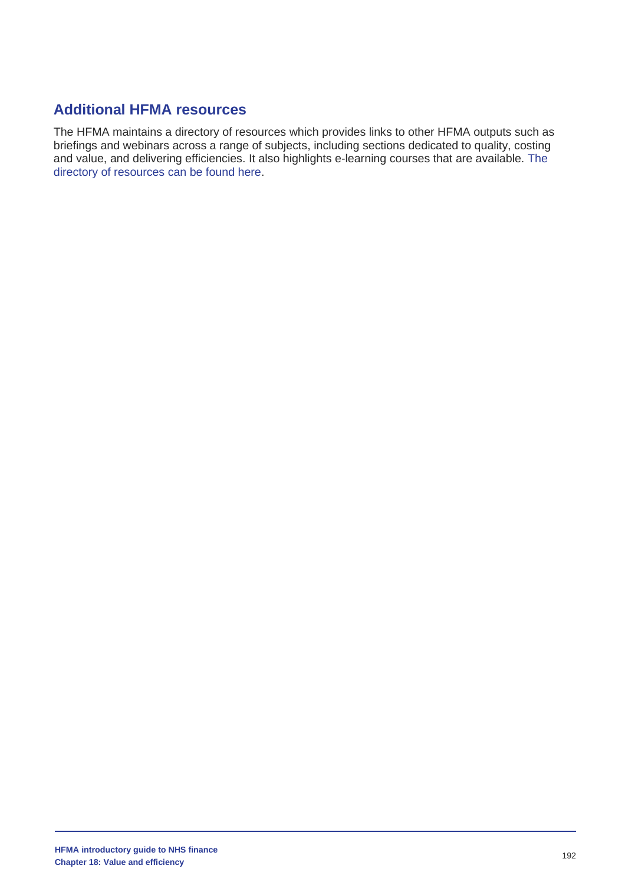## Additional HFMA resources

The HFMA maintains a directory of resources which provides links to other HFMA outputs such as briefings and webinars across a range of subjects, including sections dedicated to quality, costing and value, and delivering efficiencies. It also highlights e-learning courses that are available. The directory of resources can be found here.